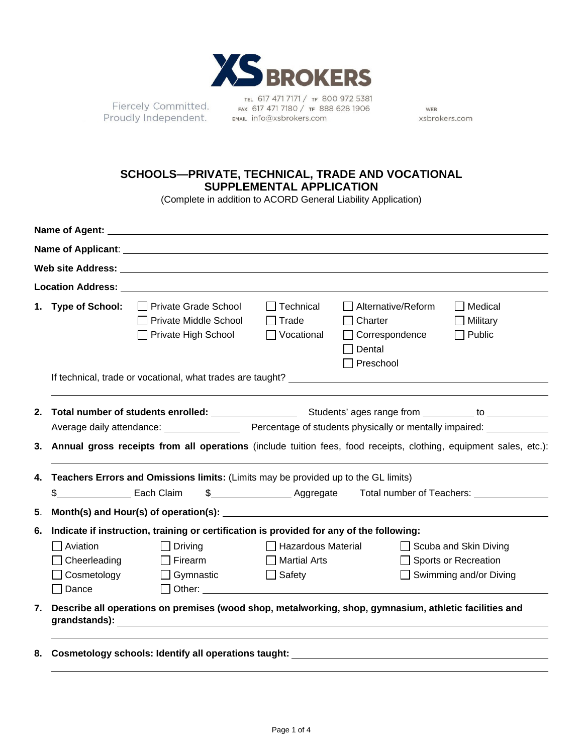XS BROKERS

Fiercely Committed.
Proudly Independent.

TEL 617 471 7171 / TF 800 972 5381
FAX 617 471 7180 / TF 888 628 1906
EMAIL info@xsbrokers.com

WEB
xsbrokers.com

# SCHOOLS—PRIVATE, TECHNICAL, TRADE AND VOCATIONAL SUPPLEMENTAL APPLICATION

(Complete in addition to ACORD General Liability Application)

**Name of Agent:** ______________________________

**Name of Applicant**: ______________________________

**Web site Address:** ______________________________

**Location Address:** ______________________________

1. **Type of School:**
   - ☐ Private Grade School
   - ☐ Private Middle School
   - ☐ Private High School
   - ☐ Technical
   - ☐ Trade
   - ☐ Vocational
   - ☐ Alternative/Reform
   - ☐ Charter
   - ☐ Correspondence
   - ☐ Dental
   - ☐ Preschool
   - ☐ Medical
   - ☐ Military
   - ☐ Public

   If technical, trade or vocational, what trades are taught? ______________________________

2. **Total number of students enrolled:** ____________ Students' ages range from ________ to ________

   Average daily attendance: ____________ Percentage of students physically or mentally impaired: ________

3. **Annual gross receipts from all operations** (include tuition fees, food receipts, clothing, equipment sales, etc.): ______________________________

4. **Teachers Errors and Omissions limits:** (Limits may be provided up to the GL limits)

   $____________ Each Claim $____________ Aggregate Total number of Teachers: ____________

5. **Month(s) and Hour(s) of operation(s):** ______________________________

6. **Indicate if instruction, training or certification is provided for any of the following:**
   - ☐ Aviation
   - ☐ Cheerleading
   - ☐ Cosmetology
   - ☐ Dance
   - ☐ Driving
   - ☐ Firearm
   - ☐ Gymnastic
   - ☐ Other: ____________
   - ☐ Hazardous Material
   - ☐ Martial Arts
   - ☐ Safety
   - ☐ Scuba and Skin Diving
   - ☐ Sports or Recreation
   - ☐ Swimming and/or Diving

7. **Describe all operations on premises (wood shop, metalworking, shop, gymnasium, athletic facilities and grandstands):** ______________________________

8. **Cosmetology schools: Identify all operations taught:** ______________________________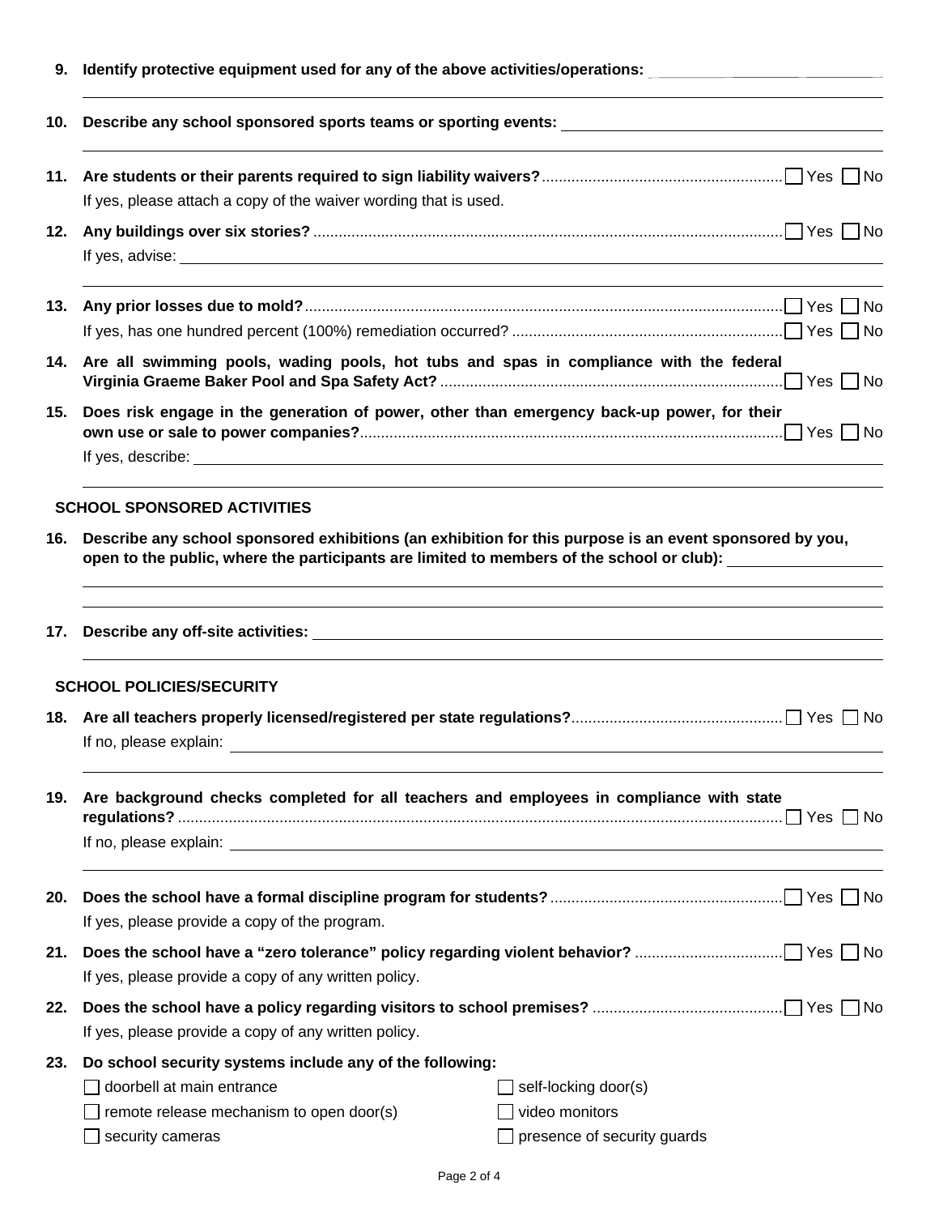**9. Identify protective equipment used for any of the above activities/operations:** \_\_\_\_\_\_\_\_\_\_\_\_\_\_\_\_\_\_\_\_

\_\_\_\_\_\_\_\_\_\_\_\_\_\_\_\_\_\_\_\_\_\_\_\_\_\_\_\_\_\_\_\_\_\_\_\_\_\_\_\_\_\_\_\_\_\_\_\_\_\_\_\_\_\_\_\_\_\_\_\_\_\_\_\_

**10. Describe any school sponsored sports teams or sporting events:** \_\_\_\_\_\_\_\_\_\_\_\_\_\_\_\_\_\_\_\_

\_\_\_\_\_\_\_\_\_\_\_\_\_\_\_\_\_\_\_\_\_\_\_\_\_\_\_\_\_\_\_\_\_\_\_\_\_\_\_\_\_\_\_\_\_\_\_\_\_\_\_\_\_\_\_\_\_\_\_\_\_\_\_\_

**11. Are students or their parents required to sign liability waivers?** ☐ Yes ☐ No

If yes, please attach a copy of the waiver wording that is used.

**12. Any buildings over six stories?** ☐ Yes ☐ No

If yes, advise: \_\_\_\_\_\_\_\_\_\_\_\_\_\_\_\_\_\_\_\_\_\_\_\_\_\_\_\_\_\_\_\_\_\_\_\_\_\_\_\_\_\_\_\_\_\_\_\_

\_\_\_\_\_\_\_\_\_\_\_\_\_\_\_\_\_\_\_\_\_\_\_\_\_\_\_\_\_\_\_\_\_\_\_\_\_\_\_\_\_\_\_\_\_\_\_\_\_\_\_\_\_\_\_\_\_\_\_\_\_\_\_\_

**13. Any prior losses due to mold?** ☐ Yes ☐ No

If yes, has one hundred percent (100%) remediation occurred? ☐ Yes ☐ No

**14. Are all swimming pools, wading pools, hot tubs and spas in compliance with the federal Virginia Graeme Baker Pool and Spa Safety Act?** ☐ Yes ☐ No

**15. Does risk engage in the generation of power, other than emergency back-up power, for their own use or sale to power companies?** ☐ Yes ☐ No

If yes, describe: \_\_\_\_\_\_\_\_\_\_\_\_\_\_\_\_\_\_\_\_\_\_\_\_\_\_\_\_\_\_\_\_\_\_\_\_\_\_\_\_\_\_\_\_\_\_\_\_

\_\_\_\_\_\_\_\_\_\_\_\_\_\_\_\_\_\_\_\_\_\_\_\_\_\_\_\_\_\_\_\_\_\_\_\_\_\_\_\_\_\_\_\_\_\_\_\_\_\_\_\_\_\_\_\_\_\_\_\_\_\_\_\_

## SCHOOL SPONSORED ACTIVITIES

**16. Describe any school sponsored exhibitions (an exhibition for this purpose is an event sponsored by you, open to the public, where the participants are limited to members of the school or club):** \_\_\_\_\_\_\_\_\_\_\_\_\_\_\_\_\_\_\_\_

\_\_\_\_\_\_\_\_\_\_\_\_\_\_\_\_\_\_\_\_\_\_\_\_\_\_\_\_\_\_\_\_\_\_\_\_\_\_\_\_\_\_\_\_\_\_\_\_\_\_\_\_\_\_\_\_\_\_\_\_\_\_\_\_

\_\_\_\_\_\_\_\_\_\_\_\_\_\_\_\_\_\_\_\_\_\_\_\_\_\_\_\_\_\_\_\_\_\_\_\_\_\_\_\_\_\_\_\_\_\_\_\_\_\_\_\_\_\_\_\_\_\_\_\_\_\_\_\_

**17. Describe any off-site activities:** \_\_\_\_\_\_\_\_\_\_\_\_\_\_\_\_\_\_\_\_\_\_\_\_\_\_\_\_\_\_\_\_\_\_\_\_\_\_\_\_\_\_\_\_\_\_\_\_

\_\_\_\_\_\_\_\_\_\_\_\_\_\_\_\_\_\_\_\_\_\_\_\_\_\_\_\_\_\_\_\_\_\_\_\_\_\_\_\_\_\_\_\_\_\_\_\_\_\_\_\_\_\_\_\_\_\_\_\_\_\_\_\_

## SCHOOL POLICIES/SECURITY

**18. Are all teachers properly licensed/registered per state regulations?** ☐ Yes ☐ No

If no, please explain: \_\_\_\_\_\_\_\_\_\_\_\_\_\_\_\_\_\_\_\_\_\_\_\_\_\_\_\_\_\_\_\_\_\_\_\_\_\_\_\_\_\_\_\_\_\_\_\_

\_\_\_\_\_\_\_\_\_\_\_\_\_\_\_\_\_\_\_\_\_\_\_\_\_\_\_\_\_\_\_\_\_\_\_\_\_\_\_\_\_\_\_\_\_\_\_\_\_\_\_\_\_\_\_\_\_\_\_\_\_\_\_\_

**19. Are background checks completed for all teachers and employees in compliance with state regulations?** ☐ Yes ☐ No

If no, please explain: \_\_\_\_\_\_\_\_\_\_\_\_\_\_\_\_\_\_\_\_\_\_\_\_\_\_\_\_\_\_\_\_\_\_\_\_\_\_\_\_\_\_\_\_\_\_\_\_

\_\_\_\_\_\_\_\_\_\_\_\_\_\_\_\_\_\_\_\_\_\_\_\_\_\_\_\_\_\_\_\_\_\_\_\_\_\_\_\_\_\_\_\_\_\_\_\_\_\_\_\_\_\_\_\_\_\_\_\_\_\_\_\_

**20. Does the school have a formal discipline program for students?** ☐ Yes ☐ No

If yes, please provide a copy of the program.

**21. Does the school have a "zero tolerance" policy regarding violent behavior?** ☐ Yes ☐ No

If yes, please provide a copy of any written policy.

**22. Does the school have a policy regarding visitors to school premises?** ☐ Yes ☐ No

If yes, please provide a copy of any written policy.

**23. Do school security systems include any of the following:**

- ☐ doorbell at main entrance
- ☐ self-locking door(s)
- ☐ remote release mechanism to open door(s)
- ☐ video monitors
- ☐ security cameras
- ☐ presence of security guards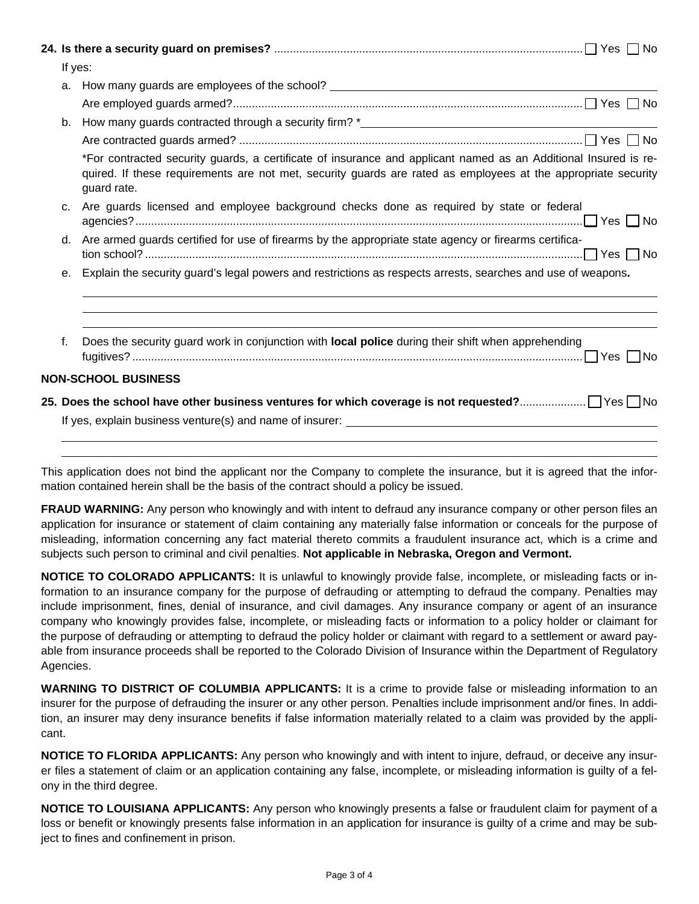**24. Is there a security guard on premises?** .................................................................................................. ☐ Yes ☐ No

If yes:

a. How many guards are employees of the school? ______________________________

Are employed guards armed?............................................................................................................... ☐ Yes ☐ No

b. How many guards contracted through a security firm? *______________________________

Are contracted guards armed? ............................................................................................................. ☐ Yes ☐ No

*For contracted security guards, a certificate of insurance and applicant named as an Additional Insured is required. If these requirements are not met, security guards are rated as employees at the appropriate security guard rate.

c. Are guards licensed and employee background checks done as required by state or federal agencies?.............................................................................................................................................. ☐ Yes ☐ No

d. Are armed guards certified for use of firearms by the appropriate state agency or firearms certification school? ........................................................................................................................................... ☐ Yes ☐ No

e. Explain the security guard's legal powers and restrictions as respects arrests, searches and use of weapons**.**

______________________________

______________________________

______________________________

f. Does the security guard work in conjunction with **local police** during their shift when apprehending fugitives? ............................................................................................................................................... ☐ Yes ☐ No

## NON-SCHOOL BUSINESS

**25. Does the school have other business ventures for which coverage is not requested?**..................... ☐ Yes ☐ No

If yes, explain business venture(s) and name of insurer: ______________________________

______________________________

______________________________

This application does not bind the applicant nor the Company to complete the insurance, but it is agreed that the information contained herein shall be the basis of the contract should a policy be issued.

**FRAUD WARNING:** Any person who knowingly and with intent to defraud any insurance company or other person files an application for insurance or statement of claim containing any materially false information or conceals for the purpose of misleading, information concerning any fact material thereto commits a fraudulent insurance act, which is a crime and subjects such person to criminal and civil penalties. **Not applicable in Nebraska, Oregon and Vermont.**

**NOTICE TO COLORADO APPLICANTS:** It is unlawful to knowingly provide false, incomplete, or misleading facts or information to an insurance company for the purpose of defrauding or attempting to defraud the company. Penalties may include imprisonment, fines, denial of insurance, and civil damages. Any insurance company or agent of an insurance company who knowingly provides false, incomplete, or misleading facts or information to a policy holder or claimant for the purpose of defrauding or attempting to defraud the policy holder or claimant with regard to a settlement or award payable from insurance proceeds shall be reported to the Colorado Division of Insurance within the Department of Regulatory Agencies.

**WARNING TO DISTRICT OF COLUMBIA APPLICANTS:** It is a crime to provide false or misleading information to an insurer for the purpose of defrauding the insurer or any other person. Penalties include imprisonment and/or fines. In addition, an insurer may deny insurance benefits if false information materially related to a claim was provided by the applicant.

**NOTICE TO FLORIDA APPLICANTS:** Any person who knowingly and with intent to injure, defraud, or deceive any insurer files a statement of claim or an application containing any false, incomplete, or misleading information is guilty of a felony in the third degree.

**NOTICE TO LOUISIANA APPLICANTS:** Any person who knowingly presents a false or fraudulent claim for payment of a loss or benefit or knowingly presents false information in an application for insurance is guilty of a crime and may be subject to fines and confinement in prison.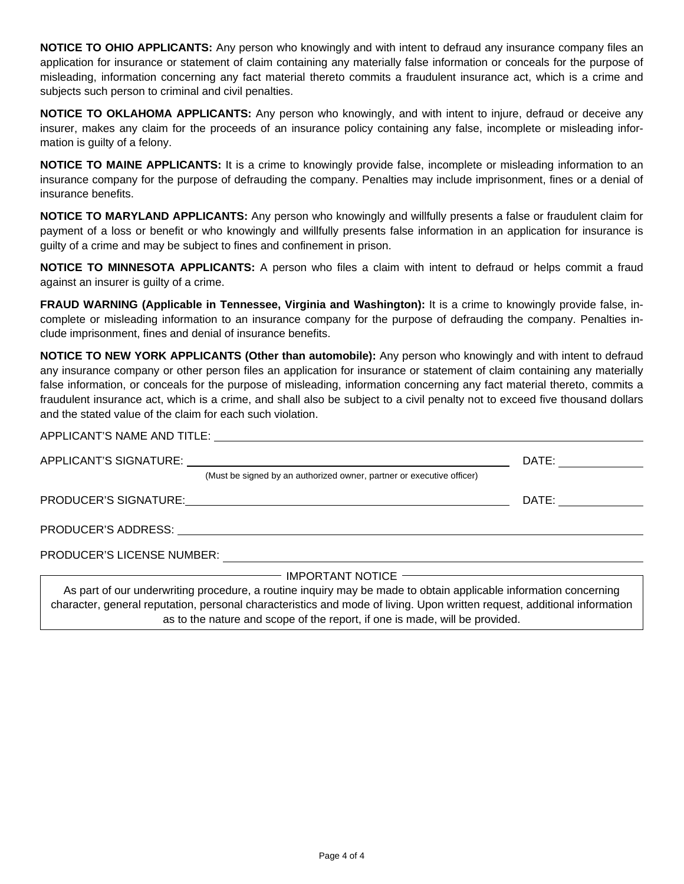**NOTICE TO OHIO APPLICANTS:** Any person who knowingly and with intent to defraud any insurance company files an application for insurance or statement of claim containing any materially false information or conceals for the purpose of misleading, information concerning any fact material thereto commits a fraudulent insurance act, which is a crime and subjects such person to criminal and civil penalties.

**NOTICE TO OKLAHOMA APPLICANTS:** Any person who knowingly, and with intent to injure, defraud or deceive any insurer, makes any claim for the proceeds of an insurance policy containing any false, incomplete or misleading information is guilty of a felony.

**NOTICE TO MAINE APPLICANTS:** It is a crime to knowingly provide false, incomplete or misleading information to an insurance company for the purpose of defrauding the company. Penalties may include imprisonment, fines or a denial of insurance benefits.

**NOTICE TO MARYLAND APPLICANTS:** Any person who knowingly and willfully presents a false or fraudulent claim for payment of a loss or benefit or who knowingly and willfully presents false information in an application for insurance is guilty of a crime and may be subject to fines and confinement in prison.

**NOTICE TO MINNESOTA APPLICANTS:** A person who files a claim with intent to defraud or helps commit a fraud against an insurer is guilty of a crime.

**FRAUD WARNING (Applicable in Tennessee, Virginia and Washington):** It is a crime to knowingly provide false, incomplete or misleading information to an insurance company for the purpose of defrauding the company. Penalties include imprisonment, fines and denial of insurance benefits.

**NOTICE TO NEW YORK APPLICANTS (Other than automobile):** Any person who knowingly and with intent to defraud any insurance company or other person files an application for insurance or statement of claim containing any materially false information, or conceals for the purpose of misleading, information concerning any fact material thereto, commits a fraudulent insurance act, which is a crime, and shall also be subject to a civil penalty not to exceed five thousand dollars and the stated value of the claim for each such violation.

APPLICANT'S NAME AND TITLE: ______________________________

APPLICANT'S SIGNATURE: ______________________________ DATE: __________

(Must be signed by an authorized owner, partner or executive officer)

PRODUCER'S SIGNATURE: ______________________________ DATE: __________

PRODUCER'S ADDRESS: ______________________________

PRODUCER'S LICENSE NUMBER: ______________________________

**IMPORTANT NOTICE**

As part of our underwriting procedure, a routine inquiry may be made to obtain applicable information concerning character, general reputation, personal characteristics and mode of living. Upon written request, additional information as to the nature and scope of the report, if one is made, will be provided.